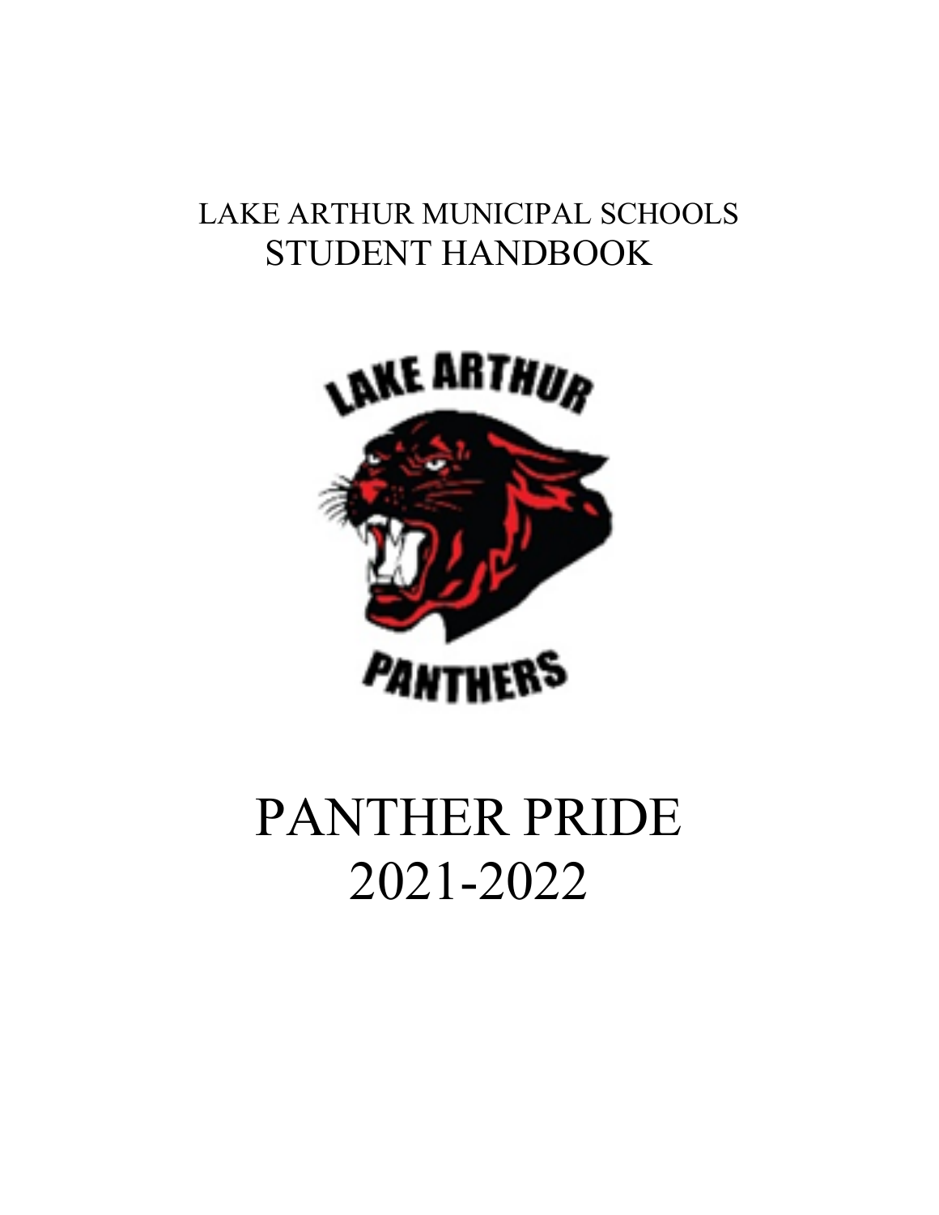# LAKE ARTHUR MUNICIPAL SCHOOLS
# STUDENT HANDBOOK

# PANTHER PRIDE
# 2021-2022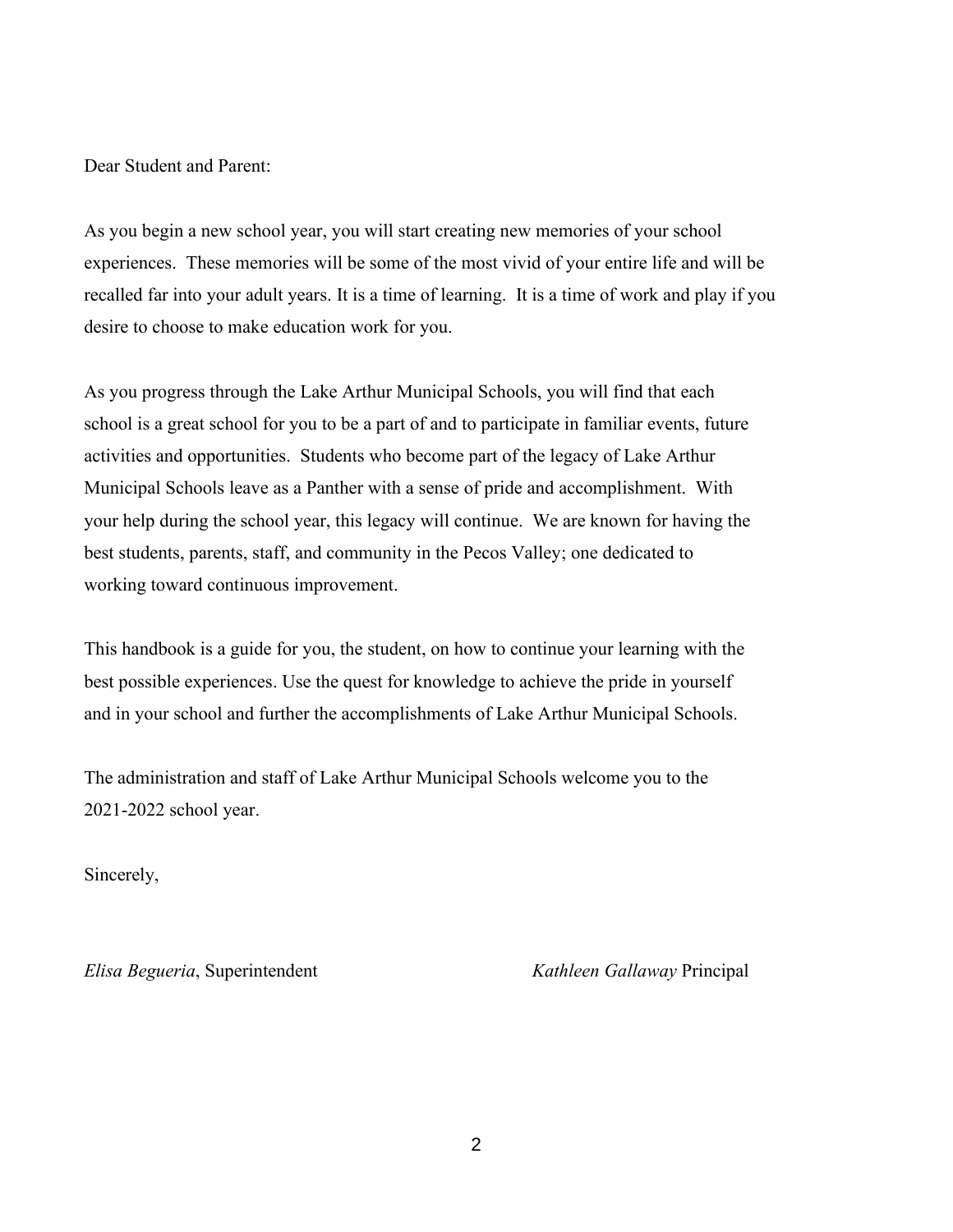Dear Student and Parent:

As you begin a new school year, you will start creating new memories of your school experiences. These memories will be some of the most vivid of your entire life and will be recalled far into your adult years. It is a time of learning. It is a time of work and play if you desire to choose to make education work for you.

As you progress through the Lake Arthur Municipal Schools, you will find that each school is a great school for you to be a part of and to participate in familiar events, future activities and opportunities. Students who become part of the legacy of Lake Arthur Municipal Schools leave as a Panther with a sense of pride and accomplishment. With your help during the school year, this legacy will continue. We are known for having the best students, parents, staff, and community in the Pecos Valley; one dedicated to working toward continuous improvement.

This handbook is a guide for you, the student, on how to continue your learning with the best possible experiences. Use the quest for knowledge to achieve the pride in yourself and in your school and further the accomplishments of Lake Arthur Municipal Schools.

The administration and staff of Lake Arthur Municipal Schools welcome you to the 2021-2022 school year.

Sincerely,

*Elisa Begueria*, Superintendent

*Kathleen Gallaway* Principal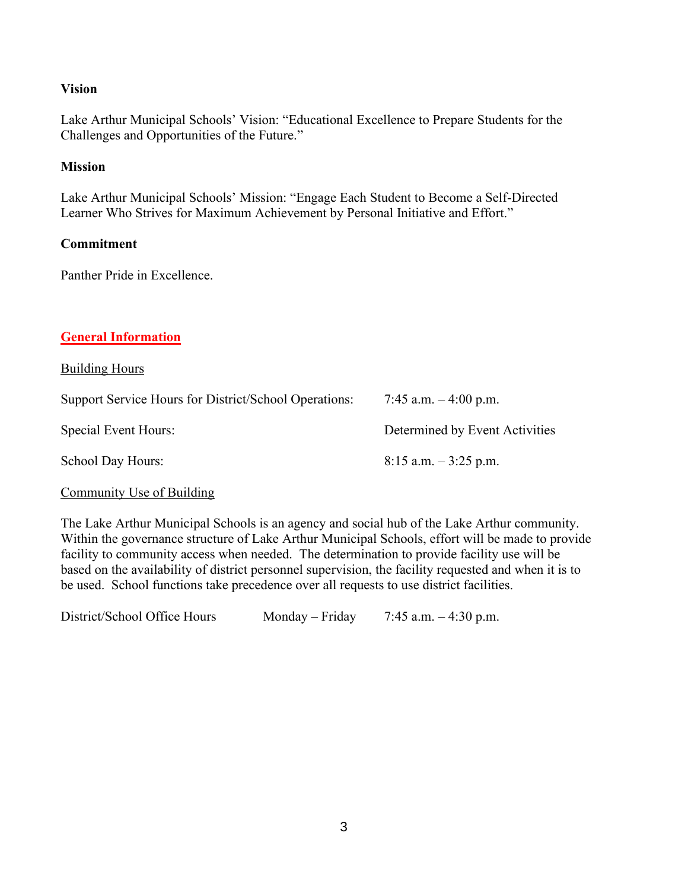**Vision**

Lake Arthur Municipal Schools' Vision: "Educational Excellence to Prepare Students for the Challenges and Opportunities of the Future."

**Mission**

Lake Arthur Municipal Schools' Mission: "Engage Each Student to Become a Self-Directed Learner Who Strives for Maximum Achievement by Personal Initiative and Effort."

**Commitment**

Panther Pride in Excellence.

## General Information

### Building Hours

| | |
|---|---|
| Support Service Hours for District/School Operations: | 7:45 a.m. – 4:00 p.m. |
| Special Event Hours: | Determined by Event Activities |
| School Day Hours: | 8:15 a.m. – 3:25 p.m. |

### Community Use of Building

The Lake Arthur Municipal Schools is an agency and social hub of the Lake Arthur community. Within the governance structure of Lake Arthur Municipal Schools, effort will be made to provide facility to community access when needed. The determination to provide facility use will be based on the availability of district personnel supervision, the facility requested and when it is to be used. School functions take precedence over all requests to use district facilities.

District/School Office Hours    Monday – Friday    7:45 a.m. – 4:30 p.m.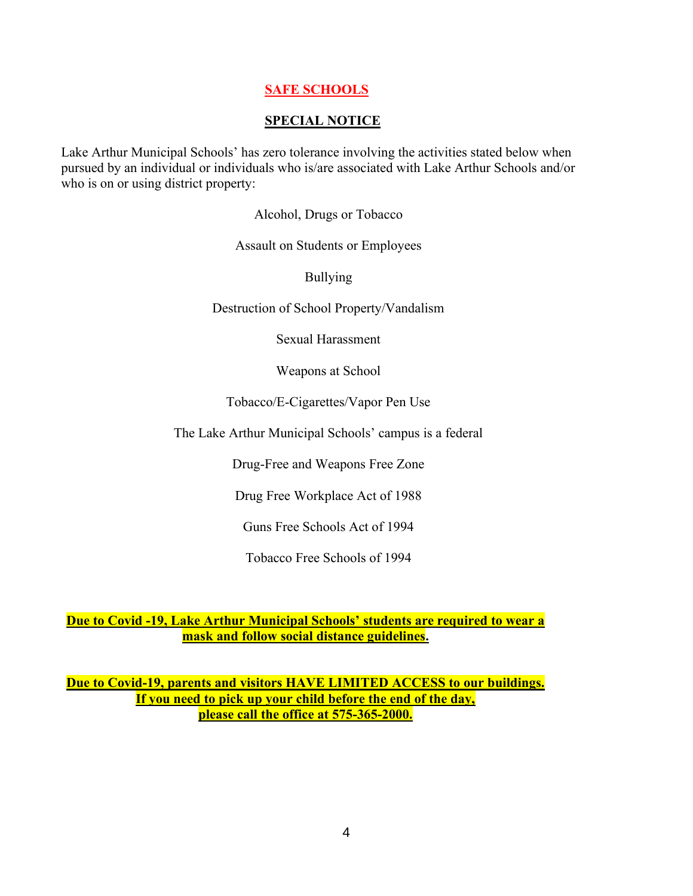## SAFE SCHOOLS

### SPECIAL NOTICE

Lake Arthur Municipal Schools' has zero tolerance involving the activities stated below when pursued by an individual or individuals who is/are associated with Lake Arthur Schools and/or who is on or using district property:

Alcohol, Drugs or Tobacco

Assault on Students or Employees

Bullying

Destruction of School Property/Vandalism

Sexual Harassment

Weapons at School

Tobacco/E-Cigarettes/Vapor Pen Use

The Lake Arthur Municipal Schools' campus is a federal

Drug-Free and Weapons Free Zone

Drug Free Workplace Act of 1988

Guns Free Schools Act of 1994

Tobacco Free Schools of 1994

**Due to Covid -19, Lake Arthur Municipal Schools' students are required to wear a mask and follow social distance guidelines.**

**Due to Covid-19, parents and visitors HAVE LIMITED ACCESS to our buildings. If you need to pick up your child before the end of the day, please call the office at 575-365-2000.**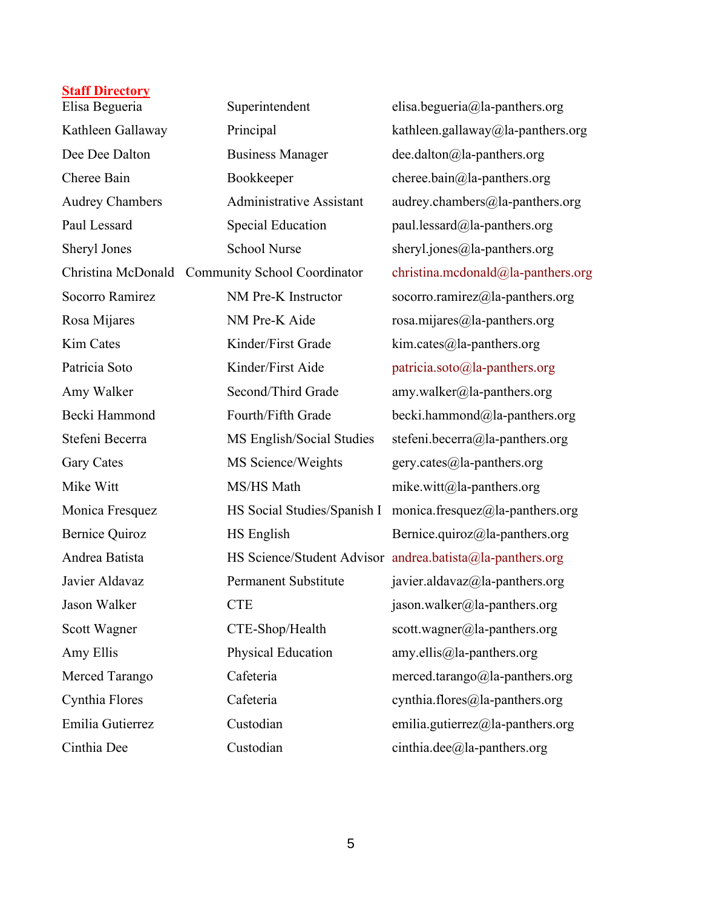**Staff Directory**

| Name | Position | Email |
| --- | --- | --- |
| Elisa Begueria | Superintendent | elisa.begueria@la-panthers.org |
| Kathleen Gallaway | Principal | kathleen.gallaway@la-panthers.org |
| Dee Dee Dalton | Business Manager | dee.dalton@la-panthers.org |
| Cheree Bain | Bookkeeper | cheree.bain@la-panthers.org |
| Audrey Chambers | Administrative Assistant | audrey.chambers@la-panthers.org |
| Paul Lessard | Special Education | paul.lessard@la-panthers.org |
| Sheryl Jones | School Nurse | sheryl.jones@la-panthers.org |
| Christina McDonald | Community School Coordinator | christina.mcdonald@la-panthers.org |
| Socorro Ramirez | NM Pre-K Instructor | socorro.ramirez@la-panthers.org |
| Rosa Mijares | NM Pre-K Aide | rosa.mijares@la-panthers.org |
| Kim Cates | Kinder/First Grade | kim.cates@la-panthers.org |
| Patricia Soto | Kinder/First Aide | patricia.soto@la-panthers.org |
| Amy Walker | Second/Third Grade | amy.walker@la-panthers.org |
| Becki Hammond | Fourth/Fifth Grade | becki.hammond@la-panthers.org |
| Stefeni Becerra | MS English/Social Studies | stefeni.becerra@la-panthers.org |
| Gary Cates | MS Science/Weights | gery.cates@la-panthers.org |
| Mike Witt | MS/HS Math | mike.witt@la-panthers.org |
| Monica Fresquez | HS Social Studies/Spanish I | monica.fresquez@la-panthers.org |
| Bernice Quiroz | HS English | Bernice.quiroz@la-panthers.org |
| Andrea Batista | HS Science/Student Advisor | andrea.batista@la-panthers.org |
| Javier Aldavaz | Permanent Substitute | javier.aldavaz@la-panthers.org |
| Jason Walker | CTE | jason.walker@la-panthers.org |
| Scott Wagner | CTE-Shop/Health | scott.wagner@la-panthers.org |
| Amy Ellis | Physical Education | amy.ellis@la-panthers.org |
| Merced Tarango | Cafeteria | merced.tarango@la-panthers.org |
| Cynthia Flores | Cafeteria | cynthia.flores@la-panthers.org |
| Emilia Gutierrez | Custodian | emilia.gutierrez@la-panthers.org |
| Cinthia Dee | Custodian | cinthia.dee@la-panthers.org |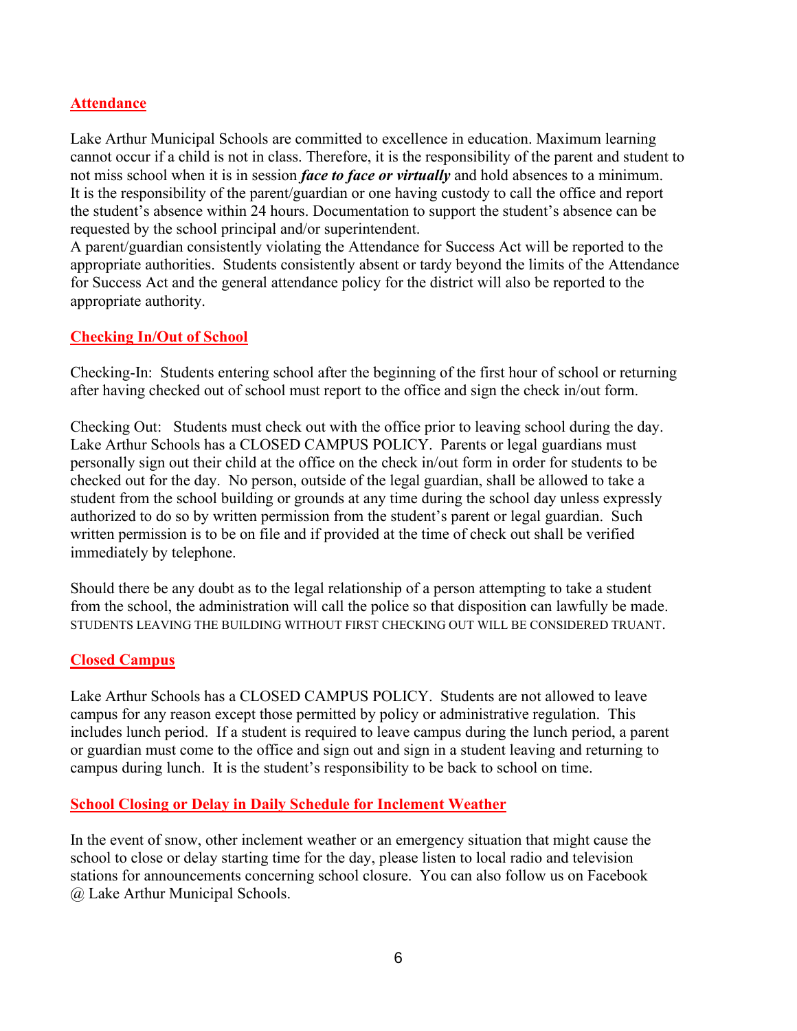## Attendance

Lake Arthur Municipal Schools are committed to excellence in education. Maximum learning cannot occur if a child is not in class. Therefore, it is the responsibility of the parent and student to not miss school when it is in session ***face to face or virtually*** and hold absences to a minimum. It is the responsibility of the parent/guardian or one having custody to call the office and report the student's absence within 24 hours. Documentation to support the student's absence can be requested by the school principal and/or superintendent.
A parent/guardian consistently violating the Attendance for Success Act will be reported to the appropriate authorities. Students consistently absent or tardy beyond the limits of the Attendance for Success Act and the general attendance policy for the district will also be reported to the appropriate authority.

## Checking In/Out of School

Checking-In: Students entering school after the beginning of the first hour of school or returning after having checked out of school must report to the office and sign the check in/out form.

Checking Out: Students must check out with the office prior to leaving school during the day. Lake Arthur Schools has a CLOSED CAMPUS POLICY. Parents or legal guardians must personally sign out their child at the office on the check in/out form in order for students to be checked out for the day. No person, outside of the legal guardian, shall be allowed to take a student from the school building or grounds at any time during the school day unless expressly authorized to do so by written permission from the student's parent or legal guardian. Such written permission is to be on file and if provided at the time of check out shall be verified immediately by telephone.

Should there be any doubt as to the legal relationship of a person attempting to take a student from the school, the administration will call the police so that disposition can lawfully be made. STUDENTS LEAVING THE BUILDING WITHOUT FIRST CHECKING OUT WILL BE CONSIDERED TRUANT.

## Closed Campus

Lake Arthur Schools has a CLOSED CAMPUS POLICY. Students are not allowed to leave campus for any reason except those permitted by policy or administrative regulation. This includes lunch period. If a student is required to leave campus during the lunch period, a parent or guardian must come to the office and sign out and sign in a student leaving and returning to campus during lunch. It is the student's responsibility to be back to school on time.

## School Closing or Delay in Daily Schedule for Inclement Weather

In the event of snow, other inclement weather or an emergency situation that might cause the school to close or delay starting time for the day, please listen to local radio and television stations for announcements concerning school closure. You can also follow us on Facebook @ Lake Arthur Municipal Schools.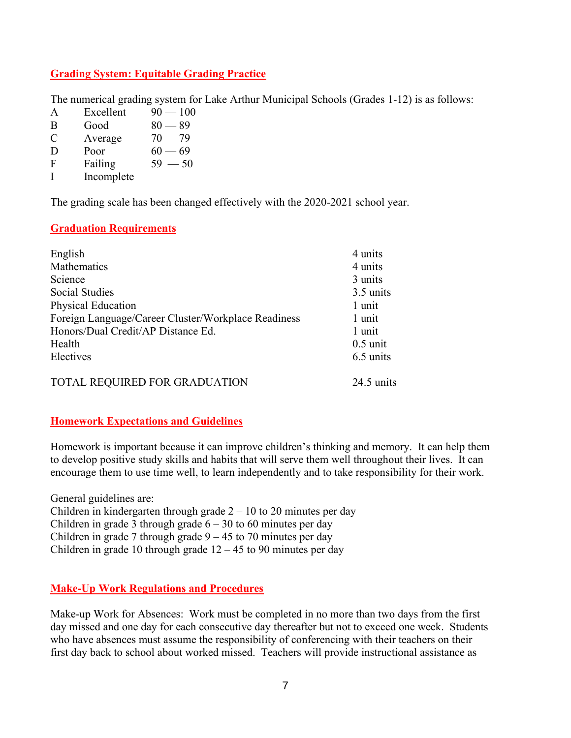## Grading System: Equitable Grading Practice

The numerical grading system for Lake Arthur Municipal Schools (Grades 1-12) is as follows:

| | | |
|---|---|---|
| A | Excellent | 90 — 100 |
| B | Good | 80 — 89 |
| C | Average | 70 — 79 |
| D | Poor | 60 — 69 |
| F | Failing | 59 — 50 |
| I | Incomplete | |

The grading scale has been changed effectively with the 2020-2021 school year.

## Graduation Requirements

| | |
|---|---|
| English | 4 units |
| Mathematics | 4 units |
| Science | 3 units |
| Social Studies | 3.5 units |
| Physical Education | 1 unit |
| Foreign Language/Career Cluster/Workplace Readiness | 1 unit |
| Honors/Dual Credit/AP Distance Ed. | 1 unit |
| Health | 0.5 unit |
| Electives | 6.5 units |
| TOTAL REQUIRED FOR GRADUATION | 24.5 units |

## Homework Expectations and Guidelines

Homework is important because it can improve children's thinking and memory. It can help them to develop positive study skills and habits that will serve them well throughout their lives. It can encourage them to use time well, to learn independently and to take responsibility for their work.

General guidelines are:
Children in kindergarten through grade 2 – 10 to 20 minutes per day
Children in grade 3 through grade 6 – 30 to 60 minutes per day
Children in grade 7 through grade 9 – 45 to 70 minutes per day
Children in grade 10 through grade 12 – 45 to 90 minutes per day

## Make-Up Work Regulations and Procedures

Make-up Work for Absences: Work must be completed in no more than two days from the first day missed and one day for each consecutive day thereafter but not to exceed one week. Students who have absences must assume the responsibility of conferencing with their teachers on their first day back to school about worked missed. Teachers will provide instructional assistance as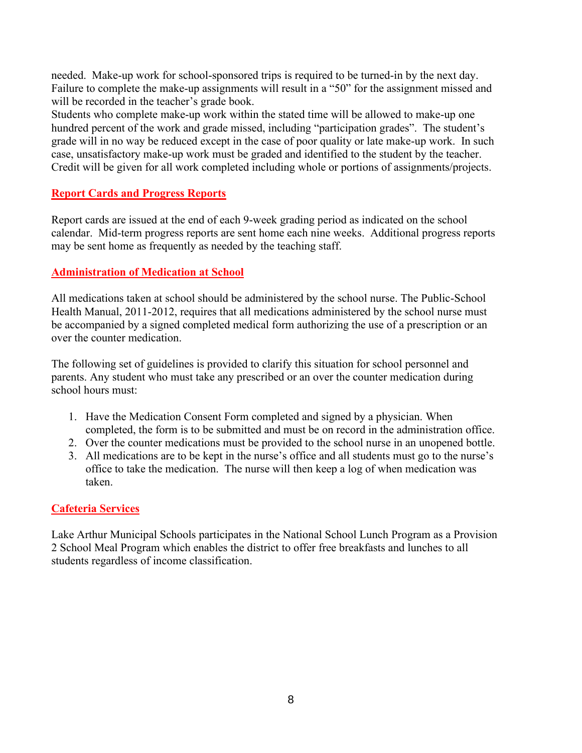needed. Make-up work for school-sponsored trips is required to be turned-in by the next day. Failure to complete the make-up assignments will result in a "50" for the assignment missed and will be recorded in the teacher's grade book.
Students who complete make-up work within the stated time will be allowed to make-up one hundred percent of the work and grade missed, including "participation grades". The student's grade will in no way be reduced except in the case of poor quality or late make-up work. In such case, unsatisfactory make-up work must be graded and identified to the student by the teacher. Credit will be given for all work completed including whole or portions of assignments/projects.

## Report Cards and Progress Reports

Report cards are issued at the end of each 9-week grading period as indicated on the school calendar. Mid-term progress reports are sent home each nine weeks. Additional progress reports may be sent home as frequently as needed by the teaching staff.

## Administration of Medication at School

All medications taken at school should be administered by the school nurse. The Public-School Health Manual, 2011-2012, requires that all medications administered by the school nurse must be accompanied by a signed completed medical form authorizing the use of a prescription or an over the counter medication.

The following set of guidelines is provided to clarify this situation for school personnel and parents. Any student who must take any prescribed or an over the counter medication during school hours must:

1. Have the Medication Consent Form completed and signed by a physician. When completed, the form is to be submitted and must be on record in the administration office.
2. Over the counter medications must be provided to the school nurse in an unopened bottle.
3. All medications are to be kept in the nurse's office and all students must go to the nurse's office to take the medication. The nurse will then keep a log of when medication was taken.

## Cafeteria Services

Lake Arthur Municipal Schools participates in the National School Lunch Program as a Provision 2 School Meal Program which enables the district to offer free breakfasts and lunches to all students regardless of income classification.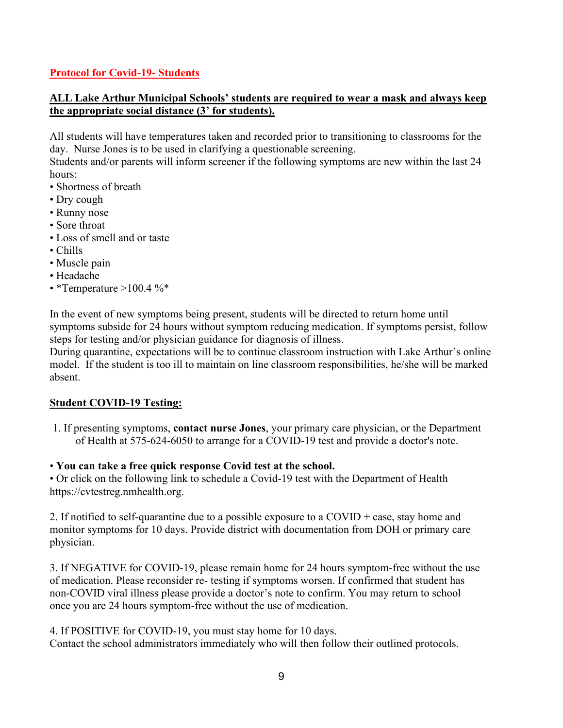## Protocol for Covid-19- Students

**ALL Lake Arthur Municipal Schools' students are required to wear a mask and always keep the appropriate social distance (3' for students).**

All students will have temperatures taken and recorded prior to transitioning to classrooms for the day. Nurse Jones is to be used in clarifying a questionable screening.
Students and/or parents will inform screener if the following symptoms are new within the last 24 hours:

- Shortness of breath
- Dry cough
- Runny nose
- Sore throat
- Loss of smell and or taste
- Chills
- Muscle pain
- Headache
- *Temperature >100.4 %*

In the event of new symptoms being present, students will be directed to return home until symptoms subside for 24 hours without symptom reducing medication. If symptoms persist, follow steps for testing and/or physician guidance for diagnosis of illness.
During quarantine, expectations will be to continue classroom instruction with Lake Arthur's online model. If the student is too ill to maintain on line classroom responsibilities, he/she will be marked absent.

### Student COVID-19 Testing:

1. If presenting symptoms, **contact nurse Jones**, your primary care physician, or the Department of Health at 575-624-6050 to arrange for a COVID-19 test and provide a doctor's note.

- **You can take a free quick response Covid test at the school.**
- Or click on the following link to schedule a Covid-19 test with the Department of Health https://cvtestreg.nmhealth.org.

2. If notified to self-quarantine due to a possible exposure to a COVID + case, stay home and monitor symptoms for 10 days. Provide district with documentation from DOH or primary care physician.

3. If NEGATIVE for COVID-19, please remain home for 24 hours symptom-free without the use of medication. Please reconsider re- testing if symptoms worsen. If confirmed that student has non-COVID viral illness please provide a doctor's note to confirm. You may return to school once you are 24 hours symptom-free without the use of medication.

4. If POSITIVE for COVID-19, you must stay home for 10 days.
Contact the school administrators immediately who will then follow their outlined protocols.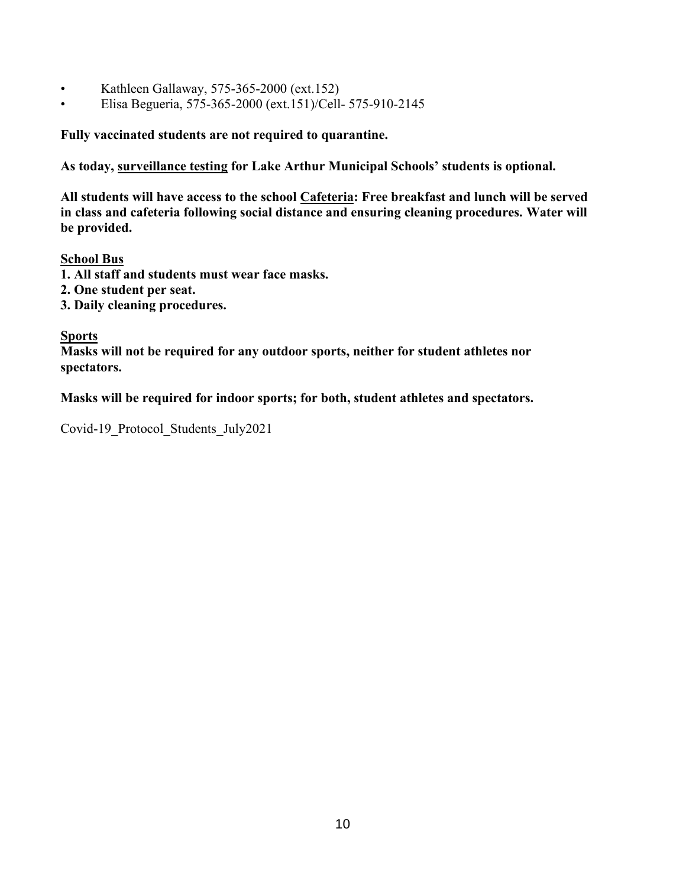- Kathleen Gallaway, 575-365-2000 (ext.152)
- Elisa Begueria, 575-365-2000 (ext.151)/Cell- 575-910-2145

**Fully vaccinated students are not required to quarantine.**

**As today, <u>surveillance testing</u> for Lake Arthur Municipal Schools' students is optional.**

**All students will have access to the school <u>Cafeteria</u>: Free breakfast and lunch will be served in class and cafeteria following social distance and ensuring cleaning procedures. Water will be provided.**

**<u>School Bus</u>**

**1. All staff and students must wear face masks.**
**2. One student per seat.**
**3. Daily cleaning procedures.**

**<u>Sports</u>**

**Masks will not be required for any outdoor sports, neither for student athletes nor spectators.**

**Masks will be required for indoor sports; for both, student athletes and spectators.**

Covid-19_Protocol_Students_July2021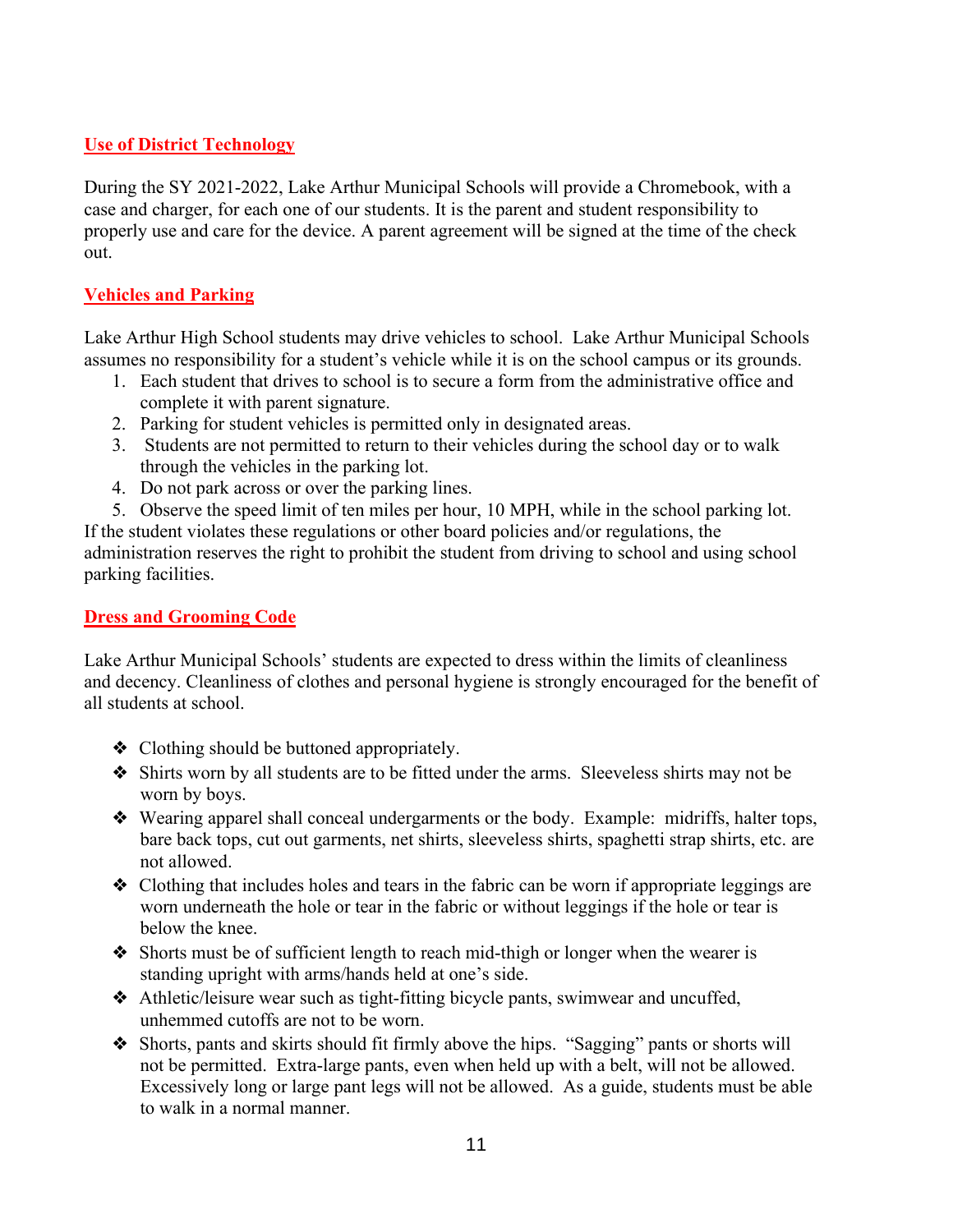## Use of District Technology

During the SY 2021-2022, Lake Arthur Municipal Schools will provide a Chromebook, with a case and charger, for each one of our students. It is the parent and student responsibility to properly use and care for the device. A parent agreement will be signed at the time of the check out.

## Vehicles and Parking

Lake Arthur High School students may drive vehicles to school. Lake Arthur Municipal Schools assumes no responsibility for a student's vehicle while it is on the school campus or its grounds.

1. Each student that drives to school is to secure a form from the administrative office and complete it with parent signature.
2. Parking for student vehicles is permitted only in designated areas.
3. Students are not permitted to return to their vehicles during the school day or to walk through the vehicles in the parking lot.
4. Do not park across or over the parking lines.
5. Observe the speed limit of ten miles per hour, 10 MPH, while in the school parking lot.

If the student violates these regulations or other board policies and/or regulations, the administration reserves the right to prohibit the student from driving to school and using school parking facilities.

## Dress and Grooming Code

Lake Arthur Municipal Schools' students are expected to dress within the limits of cleanliness and decency. Cleanliness of clothes and personal hygiene is strongly encouraged for the benefit of all students at school.

- Clothing should be buttoned appropriately.
- Shirts worn by all students are to be fitted under the arms. Sleeveless shirts may not be worn by boys.
- Wearing apparel shall conceal undergarments or the body. Example: midriffs, halter tops, bare back tops, cut out garments, net shirts, sleeveless shirts, spaghetti strap shirts, etc. are not allowed.
- Clothing that includes holes and tears in the fabric can be worn if appropriate leggings are worn underneath the hole or tear in the fabric or without leggings if the hole or tear is below the knee.
- Shorts must be of sufficient length to reach mid-thigh or longer when the wearer is standing upright with arms/hands held at one's side.
- Athletic/leisure wear such as tight-fitting bicycle pants, swimwear and uncuffed, unhemmed cutoffs are not to be worn.
- Shorts, pants and skirts should fit firmly above the hips. "Sagging" pants or shorts will not be permitted. Extra-large pants, even when held up with a belt, will not be allowed. Excessively long or large pant legs will not be allowed. As a guide, students must be able to walk in a normal manner.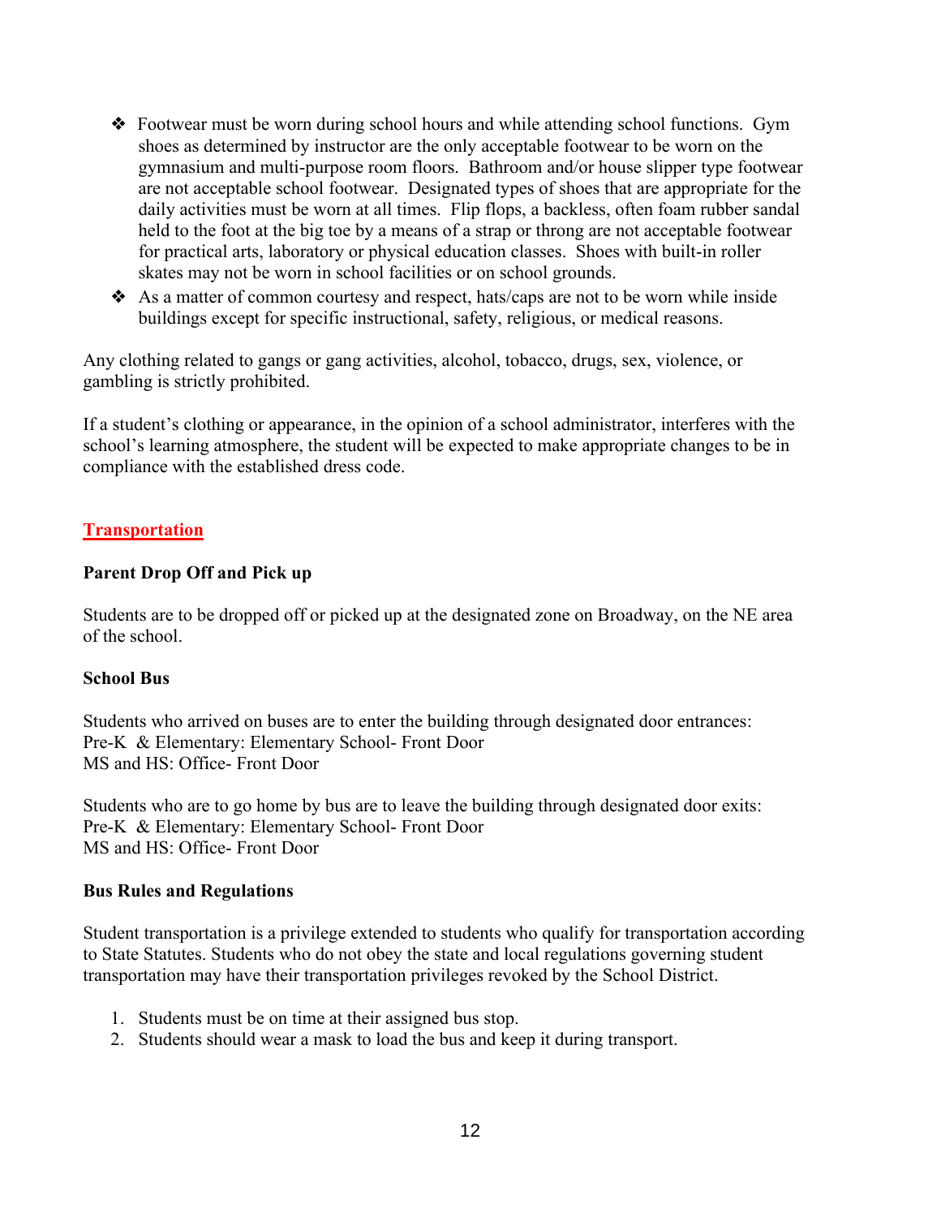- Footwear must be worn during school hours and while attending school functions. Gym shoes as determined by instructor are the only acceptable footwear to be worn on the gymnasium and multi-purpose room floors. Bathroom and/or house slipper type footwear are not acceptable school footwear. Designated types of shoes that are appropriate for the daily activities must be worn at all times. Flip flops, a backless, often foam rubber sandal held to the foot at the big toe by a means of a strap or throng are not acceptable footwear for practical arts, laboratory or physical education classes. Shoes with built-in roller skates may not be worn in school facilities or on school grounds.
- As a matter of common courtesy and respect, hats/caps are not to be worn while inside buildings except for specific instructional, safety, religious, or medical reasons.

Any clothing related to gangs or gang activities, alcohol, tobacco, drugs, sex, violence, or gambling is strictly prohibited.

If a student's clothing or appearance, in the opinion of a school administrator, interferes with the school's learning atmosphere, the student will be expected to make appropriate changes to be in compliance with the established dress code.

## Transportation

### Parent Drop Off and Pick up

Students are to be dropped off or picked up at the designated zone on Broadway, on the NE area of the school.

### School Bus

Students who arrived on buses are to enter the building through designated door entrances:
Pre-K & Elementary: Elementary School- Front Door
MS and HS: Office- Front Door

Students who are to go home by bus are to leave the building through designated door exits:
Pre-K & Elementary: Elementary School- Front Door
MS and HS: Office- Front Door

### Bus Rules and Regulations

Student transportation is a privilege extended to students who qualify for transportation according to State Statutes. Students who do not obey the state and local regulations governing student transportation may have their transportation privileges revoked by the School District.

1. Students must be on time at their assigned bus stop.
2. Students should wear a mask to load the bus and keep it during transport.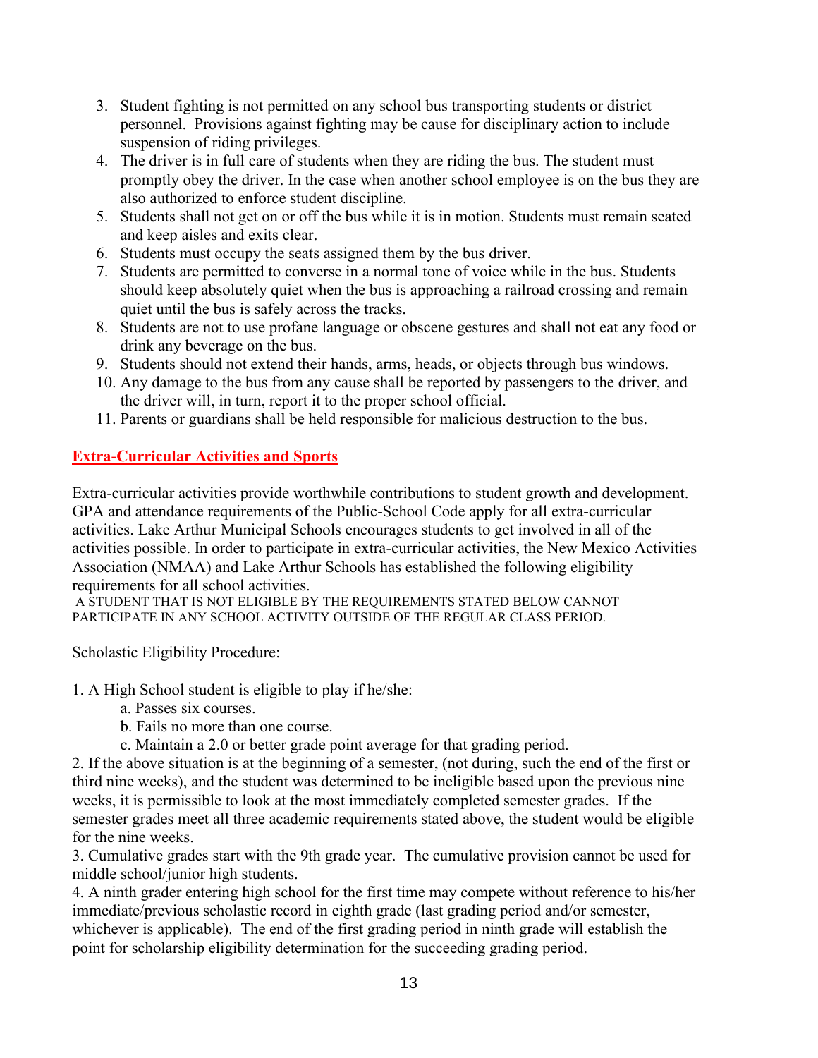3. Student fighting is not permitted on any school bus transporting students or district personnel. Provisions against fighting may be cause for disciplinary action to include suspension of riding privileges.
4. The driver is in full care of students when they are riding the bus. The student must promptly obey the driver. In the case when another school employee is on the bus they are also authorized to enforce student discipline.
5. Students shall not get on or off the bus while it is in motion. Students must remain seated and keep aisles and exits clear.
6. Students must occupy the seats assigned them by the bus driver.
7. Students are permitted to converse in a normal tone of voice while in the bus. Students should keep absolutely quiet when the bus is approaching a railroad crossing and remain quiet until the bus is safely across the tracks.
8. Students are not to use profane language or obscene gestures and shall not eat any food or drink any beverage on the bus.
9. Students should not extend their hands, arms, heads, or objects through bus windows.
10. Any damage to the bus from any cause shall be reported by passengers to the driver, and the driver will, in turn, report it to the proper school official.
11. Parents or guardians shall be held responsible for malicious destruction to the bus.

## Extra-Curricular Activities and Sports

Extra-curricular activities provide worthwhile contributions to student growth and development. GPA and attendance requirements of the Public-School Code apply for all extra-curricular activities. Lake Arthur Municipal Schools encourages students to get involved in all of the activities possible. In order to participate in extra-curricular activities, the New Mexico Activities Association (NMAA) and Lake Arthur Schools has established the following eligibility requirements for all school activities.

A STUDENT THAT IS NOT ELIGIBLE BY THE REQUIREMENTS STATED BELOW CANNOT PARTICIPATE IN ANY SCHOOL ACTIVITY OUTSIDE OF THE REGULAR CLASS PERIOD.

Scholastic Eligibility Procedure:

1. A High School student is eligible to play if he/she:
   a. Passes six courses.
   b. Fails no more than one course.
   c. Maintain a 2.0 or better grade point average for that grading period.

2. If the above situation is at the beginning of a semester, (not during, such the end of the first or third nine weeks), and the student was determined to be ineligible based upon the previous nine weeks, it is permissible to look at the most immediately completed semester grades. If the semester grades meet all three academic requirements stated above, the student would be eligible for the nine weeks.

3. Cumulative grades start with the 9th grade year. The cumulative provision cannot be used for middle school/junior high students.

4. A ninth grader entering high school for the first time may compete without reference to his/her immediate/previous scholastic record in eighth grade (last grading period and/or semester, whichever is applicable). The end of the first grading period in ninth grade will establish the point for scholarship eligibility determination for the succeeding grading period.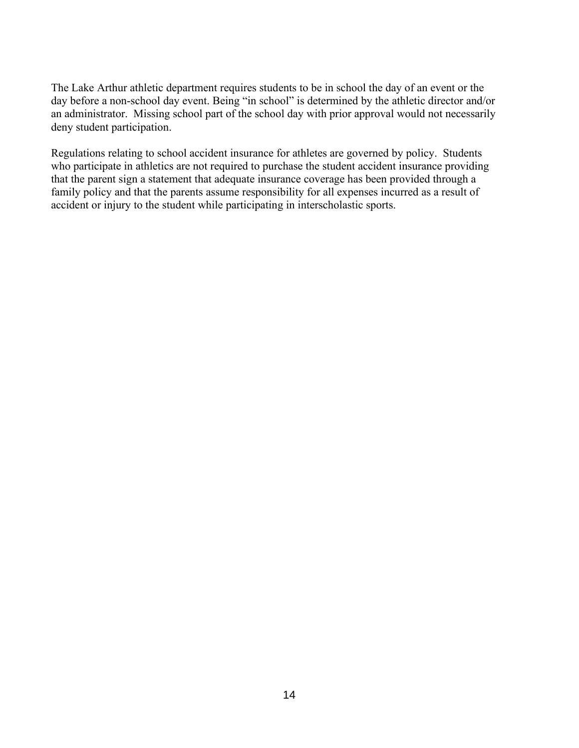The Lake Arthur athletic department requires students to be in school the day of an event or the day before a non-school day event. Being "in school" is determined by the athletic director and/or an administrator. Missing school part of the school day with prior approval would not necessarily deny student participation.

Regulations relating to school accident insurance for athletes are governed by policy. Students who participate in athletics are not required to purchase the student accident insurance providing that the parent sign a statement that adequate insurance coverage has been provided through a family policy and that the parents assume responsibility for all expenses incurred as a result of accident or injury to the student while participating in interscholastic sports.